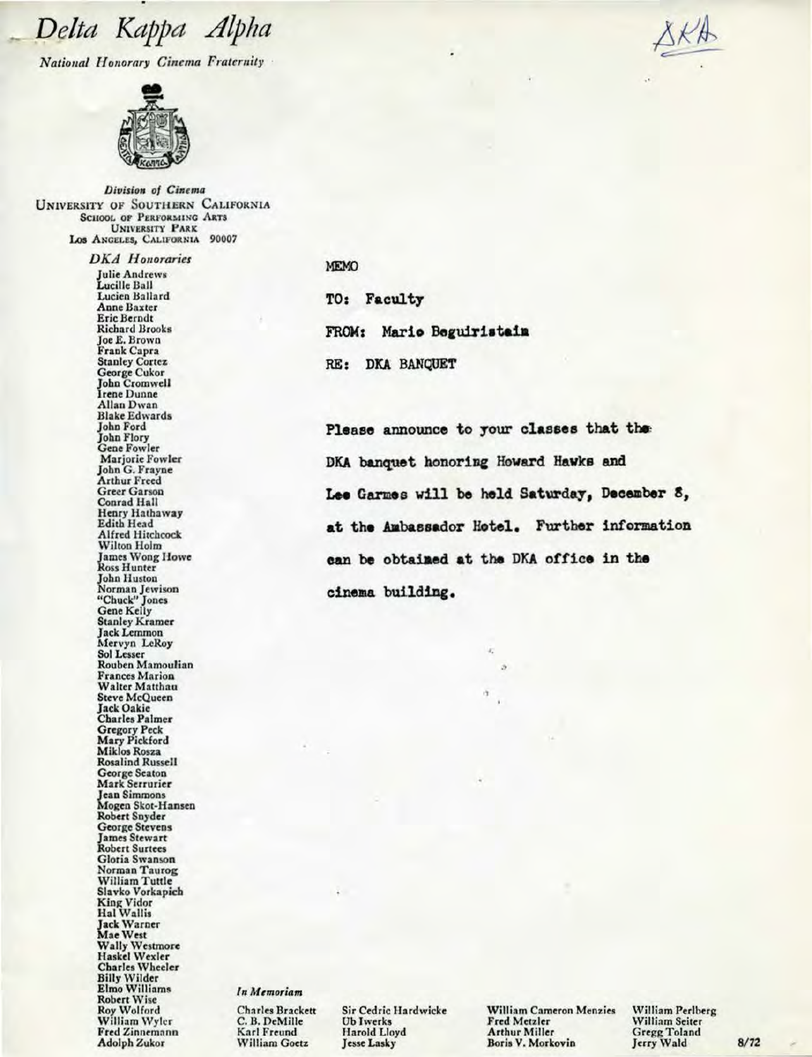# *Delta Kappa Alpha*

ΔΚΑ

*National Honorary Cinema Fraternity*

*Division of Cinema*
UNIVERSITY OF SOUTHERN CALIFORNIA
SCHOOL OF PERFORMING ARTS
UNIVERSITY PARK
LOS ANGELES, CALIFORNIA 90007

*DKA Honoraries*

Julie Andrews
Lucille Ball
Lucien Ballard
Anne Baxter
Eric Berndt
Richard Brooks
Joe E. Brown
Frank Capra
Stanley Cortez
George Cukor
John Cromwell
Irene Dunne
Allan Dwan
Blake Edwards
John Ford
John Flory
Gene Fowler
Marjorie Fowler
John G. Frayne
Arthur Freed
Greer Garson
Conrad Hall
Henry Hathaway
Edith Head
Alfred Hitchcock
Wilton Holm
James Wong Howe
Ross Hunter
John Huston
Norman Jewison
"Chuck" Jones
Gene Kelly
Stanley Kramer
Jack Lemmon
Mervyn LeRoy
Sol Lesser
Rouben Mamoulian
Frances Marion
Walter Matthau
Steve McQueen
Jack Oakie
Charles Palmer
Gregory Peck
Mary Pickford
Miklos Rozsa
Rosalind Russell
George Seaton
Mark Serrurier
Jean Simmons
Mogen Skot-Hansen
Robert Snyder
George Stevens
James Stewart
Robert Surtees
Gloria Swanson
Norman Taurog
William Tuttle
Slavko Vorkapich
King Vidor
Hal Wallis
Jack Warner
Mae West
Wally Westmore
Haskel Wexler
Charles Wheeler
Billy Wilder
Elmo Williams
Robert Wise
Roy Wolford
William Wyler
Fred Zinnemann
Adolph Zukor

MEMO

TO: Faculty

FROM: Mario Beguiristain

RE: DKA BANQUET

Please announce to your classes that the DKA banquet honoring Howard Hawks and Lee Garmes will be held Saturday, December 8, at the Ambassador Hotel. Further information can be obtained at the DKA office in the cinema building.

*In Memoriam*

Charles Brackett
C. B. DeMille
Karl Freund
William Goetz
Sir Cedric Hardwicke
Ub Iwerks
Harold Lloyd
Jesse Lasky
William Cameron Menzies
Fred Metzler
Arthur Miller
Boris V. Morkovin
William Perlberg
William Seiter
Gregg Toland
Jerry Wald

8/72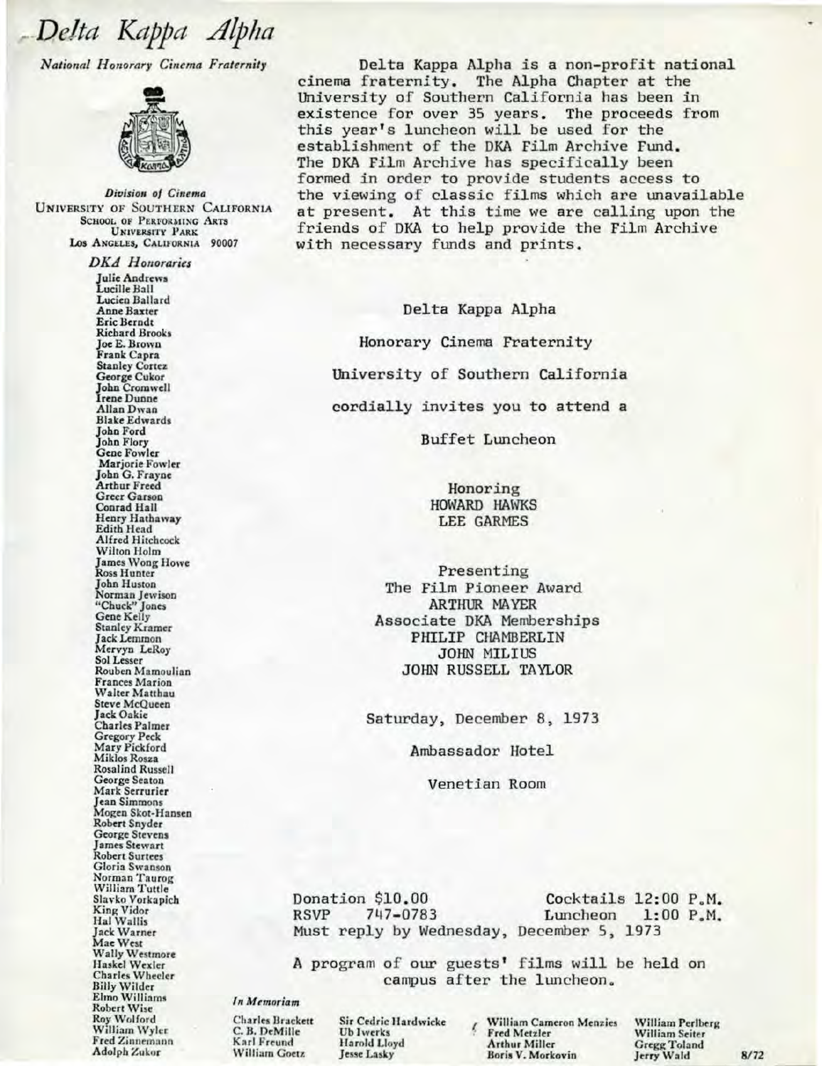# Delta Kappa Alpha

*National Honorary Cinema Fraternity*

*Division of Cinema*
UNIVERSITY OF SOUTHERN CALIFORNIA
SCHOOL OF PERFORMING ARTS
UNIVERSITY PARK
LOS ANGELES, CALIFORNIA 90007

*DKA Honoraries*

Julie Andrews
Lucille Ball
Lucien Ballard
Anne Baxter
Eric Berndt
Richard Brooks
Joe E. Brown
Frank Capra
Stanley Cortez
George Cukor
John Cromwell
Irene Dunne
Allan Dwan
Blake Edwards
John Ford
John Flory
Gene Fowler
Marjorie Fowler
John G. Frayne
Arthur Freed
Greer Garson
Conrad Hall
Henry Hathaway
Edith Head
Alfred Hitchcock
Wilton Holm
James Wong Howe
Ross Hunter
John Huston
Norman Jewison
"Chuck" Jones
Gene Kelly
Stanley Kramer
Jack Lemmon
Mervyn LeRoy
Sol Lesser
Rouben Mamoulian
Frances Marion
Walter Matthau
Steve McQueen
Jack Oakie
Charles Palmer
Gregory Peck
Mary Pickford
Miklos Rosza
Rosalind Russell
George Seaton
Mark Serrurier
Jean Simmons
Mogen Skot-Hansen
Robert Snyder
George Stevens
James Stewart
Robert Surtees
Gloria Swanson
Norman Taurog
William Tuttle
Slavko Vorkapich
King Vidor
Hal Wallis
Jack Warner
Mae West
Wally Westmore
Haskel Wexler
Charles Wheeler
Billy Wilder
Elmo Williams
Robert Wise
Roy Wolford
William Wyler
Fred Zinnemann
Adolph Zukor

Delta Kappa Alpha is a non-profit national cinema fraternity. The Alpha Chapter at the University of Southern California has been in existence for over 35 years. The proceeds from this year's luncheon will be used for the establishment of the DKA Film Archive Fund. The DKA Film Archive has specifically been formed in order to provide students access to the viewing of classic films which are unavailable at present. At this time we are calling upon the friends of DKA to help provide the Film Archive with necessary funds and prints.

Delta Kappa Alpha

Honorary Cinema Fraternity

University of Southern California

cordially invites you to attend a

Buffet Luncheon

Honoring
HOWARD HAWKS
LEE GARMES

Presenting
The Film Pioneer Award
ARTHUR MAYER
Associate DKA Memberships
PHILIP CHAMBERLIN
JOHN MILIUS
JOHN RUSSELL TAYLOR

Saturday, December 8, 1973

Ambassador Hotel

Venetian Room

Donation $10.00 — Cocktails 12:00 P.M.
RSVP 747-0783 — Luncheon 1:00 P.M.
Must reply by Wednesday, December 5, 1973

A program of our guests' films will be held on campus after the luncheon.

*In Memoriam*

Charles Brackett
C. B. DeMille
Karl Freund
William Goetz
Sir Cedric Hardwicke
Ub Iwerks
Harold Lloyd
Jesse Lasky
William Cameron Menzies
Fred Metzler
Arthur Miller
Boris V. Morkovin
William Perlberg
William Seiter
Gregg Toland
Jerry Wald

8/72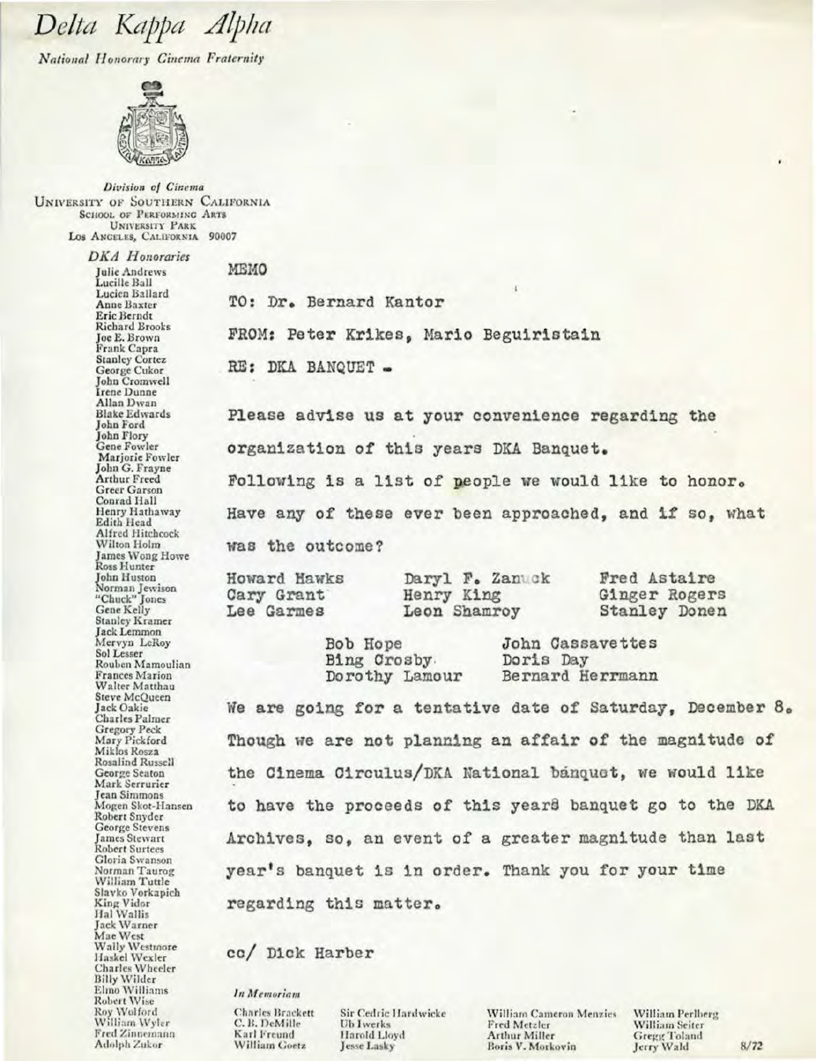# *Delta Kappa Alpha*

*National Honorary Cinema Fraternity*

*Division of Cinema*
UNIVERSITY OF SOUTHERN CALIFORNIA
SCHOOL OF PERFORMING ARTS
UNIVERSITY PARK
LOS ANGELES, CALIFORNIA 90007

*DKA Honoraries*

Julie Andrews
Lucille Ball
Lucien Ballard
Anne Baxter
Eric Berndt
Richard Brooks
Joe E. Brown
Frank Capra
Stanley Cortez
George Cukor
John Cromwell
Irene Dunne
Allan Dwan
Blake Edwards
John Ford
John Flory
Gene Fowler
Marjorie Fowler
John G. Frayne
Arthur Freed
Greer Garson
Conrad Hall
Henry Hathaway
Edith Head
Alfred Hitchcock
Wilton Holm
James Wong Howe
Ross Hunter
John Huston
Norman Jewison
"Chuck" Jones
Gene Kelly
Stanley Kramer
Jack Lemmon
Mervyn LeRoy
Sol Lesser
Rouben Mamoulian
Frances Marion
Walter Matthau
Steve McQueen
Jack Oakie
Charles Palmer
Gregory Peck
Mary Pickford
Miklos Rosza
Rosalind Russell
George Seaton
Mark Serrurier
Jean Simmons
Mogen Skot-Hansen
Robert Snyder
George Stevens
James Stewart
Robert Surtees
Gloria Swanson
Norman Taurog
William Tuttle
Slavko Vorkapich
King Vidor
Hal Wallis
Jack Warner
Mae West
Wally Westmore
Haskel Wexler
Charles Wheeler
Billy Wilder
Elmo Williams
Robert Wise
Roy Wolford
William Wyler
Fred Zinnemann
Adolph Zukor

MEMO

TO: Dr. Bernard Kantor

FROM: Peter Krikes, Mario Beguiristain

RE: DKA BANQUET -

Please advise us at your convenience regarding the organization of this years DKA Banquet.

Following is a list of people we would like to honor. Have any of these ever been approached, and if so, what was the outcome?

Howard Hawks
Cary Grant
Lee Garmes
Daryl F. Zanuck
Henry King
Leon Shamroy
Fred Astaire
Ginger Rogers
Stanley Donen
Bob Hope
Bing Crosby
Dorothy Lamour
John Cassavettes
Doris Day
Bernard Herrmann

We are going for a tentative date of Saturday, December 8. Though we are not planning an affair of the magnitude of the Cinema Circulus/DKA National banquet, we would like to have the proceeds of this year8 banquet go to the DKA Archives, so, an event of a greater magnitude than last year's banquet is in order. Thank you for your time regarding this matter.

cc/ Dick Harber

*In Memoriam*

Charles Brackett
C. B. DeMille
Karl Freund
William Goetz
Sir Cedric Hardwicke
Ub Iwerks
Harold Lloyd
Jesse Lasky
William Cameron Menzies
Fred Metzler
Arthur Miller
Boris V. Morkovin
William Perlberg
William Seiter
Gregg Toland
Jerry Wald

8/72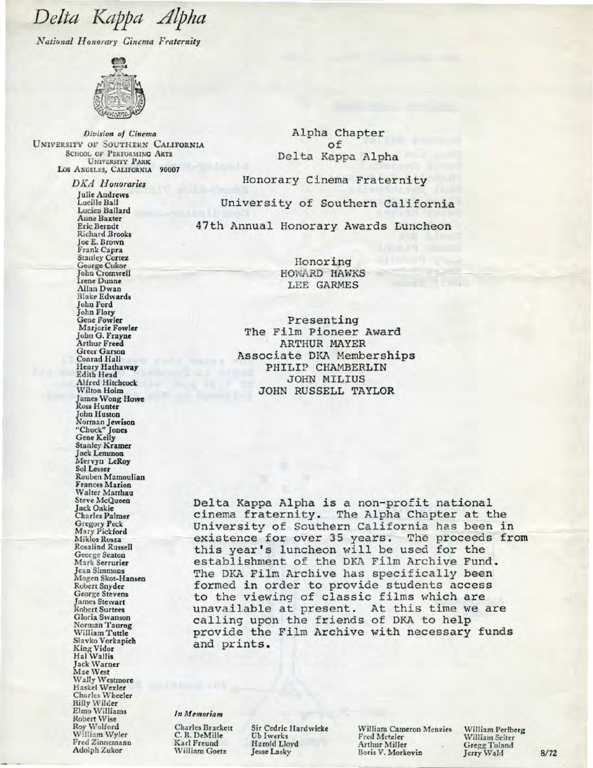# *Delta Kappa Alpha*

*National Honorary Cinema Fraternity*

*Division of Cinema*
UNIVERSITY OF SOUTHERN CALIFORNIA
SCHOOL OF PERFORMING ARTS
UNIVERSITY PARK
LOS ANGELES, CALIFORNIA 90007

*DKA Honoraries*

Julie Andrews
Lucille Ball
Lucien Ballard
Anne Baxter
Eric Berndt
Richard Brooks
Joe E. Brown
Frank Capra
Stanley Cortez
George Cukor
John Cromwell
Irene Dunne
Allan Dwan
Blake Edwards
John Ford
John Flory
Gene Fowler
Marjorie Fowler
John G. Frayne
Arthur Freed
Greer Garson
Conrad Hall
Henry Hathaway
Edith Head
Alfred Hitchcock
Wilton Holm
James Wong Howe
Ross Hunter
John Huston
Norman Jewison
"Chuck" Jones
Gene Kelly
Stanley Kramer
Jack Lemmon
Mervyn LeRoy
Sol Lesser
Rouben Mamoulian
Frances Marion
Walter Matthau
Steve McQueen
Jack Oakie
Charles Palmer
Gregory Peck
Mary Pickford
Miklos Rosza
Rosalind Russell
George Seaton
Mark Serrurier
Jean Simmons
Mogen Skot-Hansen
Robert Snyder
George Stevens
James Stewart
Robert Surtees
Gloria Swanson
Norman Taurog
William Tuttle
Slavko Vorkapich
King Vidor
Hal Wallis
Jack Warner
Mae West
Wally Westmore
Haskel Wexler
Charles Wheeler
Billy Wilder
Elmo Williams
Robert Wise
Roy Wolford
William Wyler
Fred Zinnemann
Adolph Zukor

Alpha Chapter
of
Delta Kappa Alpha

Honorary Cinema Fraternity

University of Southern California

47th Annual Honorary Awards Luncheon

Honoring
HOWARD HAWKS
LEE GARMES

Presenting
The Film Pioneer Award
ARTHUR MAYER
Associate DKA Memberships
PHILIP CHAMBERLIN
JOHN MILIUS
JOHN RUSSELL TAYLOR

Delta Kappa Alpha is a non-profit national cinema fraternity. The Alpha Chapter at the University of Southern California has been in existence for over 35 years. The proceeds from this year's luncheon will be used for the establishment of the DKA Film Archive Fund. The DKA Film Archive has specifically been formed in order to provide students access to the viewing of classic films which are unavailable at present. At this time we are calling upon the friends of DKA to help provide the Film Archive with necessary funds and prints.

*In Memoriam*

Charles Brackett
C. B. DeMille
Karl Freund
William Goetz
Sir Cedric Hardwicke
Ub Iwerks
Harold Lloyd
Jesse Lasky
William Cameron Menzies
Fred Metzler
Arthur Miller
Boris V. Morkovin
William Perlberg
William Seiter
Gregg Toland
Jerry Wald

8/72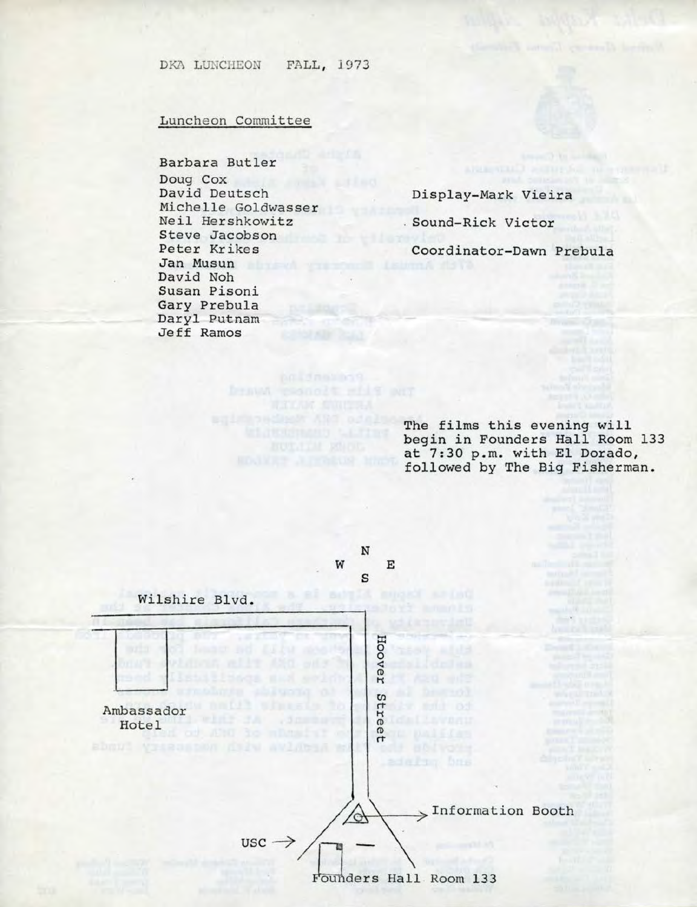DKA LUNCHEON FALL, 1973

Luncheon Committee

Barbara Butler
Doug Cox
David Deutsch
Michelle Goldwasser
Neil Hershkowitz
Steve Jacobson
Peter Krikes
Jan Musun
David Noh
Susan Pisoni
Gary Prebula
Daryl Putnam
Jeff Ramos

Display-Mark Vieira

Sound-Rick Victor

Coordinator-Dawn Prebula

The films this evening will begin in Founders Hall Room 133 at 7:30 p.m. with El Dorado, followed by The Big Fisherman.

N
W E
S

Wilshire Blvd.

Ambassador Hotel

Hoover Street

Information Booth

USC

Founders Hall Room 133